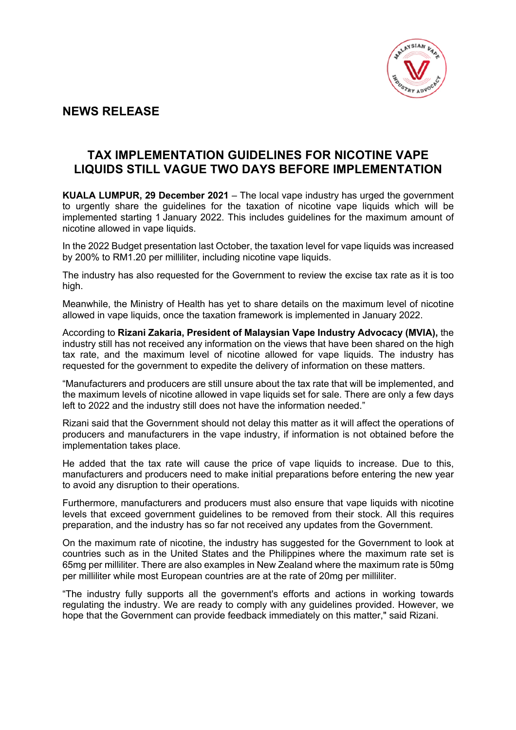## NEWS RELEASE

# TAX IMPLEMENTATION GUIDELINES FOR NICOTINE VAPE LIQUIDS STILL VAGUE TWO DAYS BEFORE IMPLEMENTATION

**KUALA LUMPUR, 29 December 2021** – The local vape industry has urged the government to urgently share the guidelines for the taxation of nicotine vape liquids which will be implemented starting 1 January 2022. This includes guidelines for the maximum amount of nicotine allowed in vape liquids.

In the 2022 Budget presentation last October, the taxation level for vape liquids was increased by 200% to RM1.20 per milliliter, including nicotine vape liquids.

The industry has also requested for the Government to review the excise tax rate as it is too high.

Meanwhile, the Ministry of Health has yet to share details on the maximum level of nicotine allowed in vape liquids, once the taxation framework is implemented in January 2022.

According to **Rizani Zakaria, President of Malaysian Vape Industry Advocacy (MVIA),** the industry still has not received any information on the views that have been shared on the high tax rate, and the maximum level of nicotine allowed for vape liquids. The industry has requested for the government to expedite the delivery of information on these matters.

"Manufacturers and producers are still unsure about the tax rate that will be implemented, and the maximum levels of nicotine allowed in vape liquids set for sale. There are only a few days left to 2022 and the industry still does not have the information needed."

Rizani said that the Government should not delay this matter as it will affect the operations of producers and manufacturers in the vape industry, if information is not obtained before the implementation takes place.

He added that the tax rate will cause the price of vape liquids to increase. Due to this, manufacturers and producers need to make initial preparations before entering the new year to avoid any disruption to their operations.

Furthermore, manufacturers and producers must also ensure that vape liquids with nicotine levels that exceed government guidelines to be removed from their stock. All this requires preparation, and the industry has so far not received any updates from the Government.

On the maximum rate of nicotine, the industry has suggested for the Government to look at countries such as in the United States and the Philippines where the maximum rate set is 65mg per milliliter. There are also examples in New Zealand where the maximum rate is 50mg per milliliter while most European countries are at the rate of 20mg per milliliter.

"The industry fully supports all the government's efforts and actions in working towards regulating the industry. We are ready to comply with any guidelines provided. However, we hope that the Government can provide feedback immediately on this matter," said Rizani.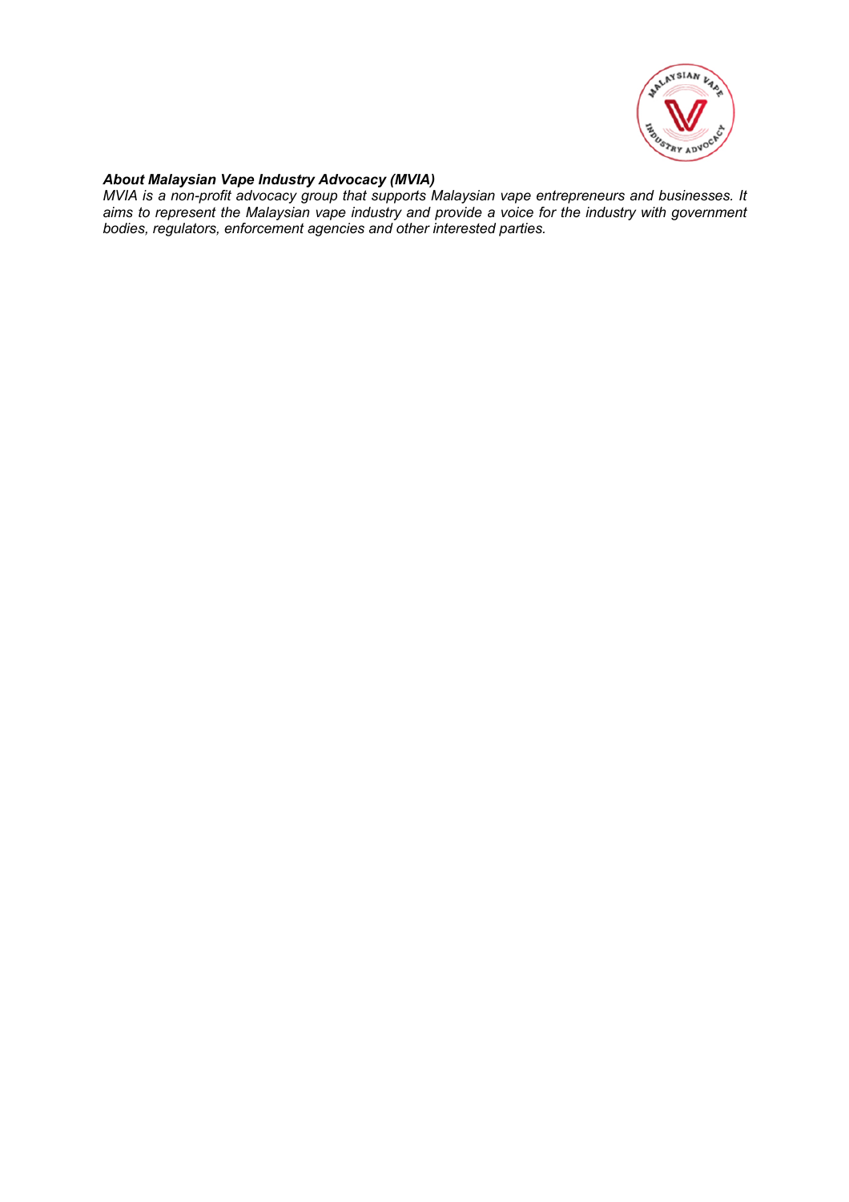***About Malaysian Vape Industry Advocacy (MVIA)***

*MVIA is a non-profit advocacy group that supports Malaysian vape entrepreneurs and businesses. It aims to represent the Malaysian vape industry and provide a voice for the industry with government bodies, regulators, enforcement agencies and other interested parties.*